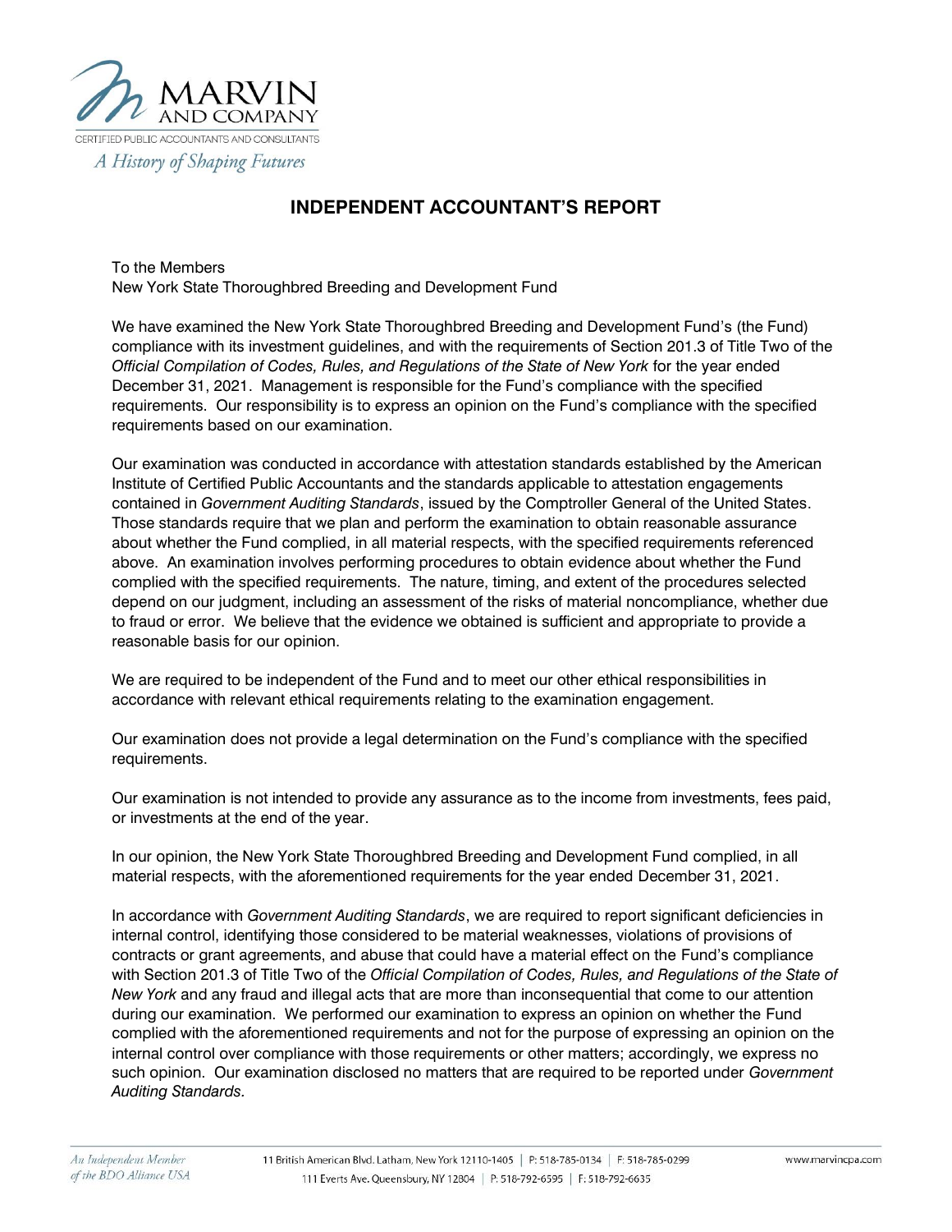MARVIN AND COMPANY

CERTIFIED PUBLIC ACCOUNTANTS AND CONSULTANTS

*A History of Shaping Futures*

# INDEPENDENT ACCOUNTANT'S REPORT

To the Members
New York State Thoroughbred Breeding and Development Fund

We have examined the New York State Thoroughbred Breeding and Development Fund's (the Fund) compliance with its investment guidelines, and with the requirements of Section 201.3 of Title Two of the *Official Compilation of Codes, Rules, and Regulations of the State of New York* for the year ended December 31, 2021. Management is responsible for the Fund's compliance with the specified requirements. Our responsibility is to express an opinion on the Fund's compliance with the specified requirements based on our examination.

Our examination was conducted in accordance with attestation standards established by the American Institute of Certified Public Accountants and the standards applicable to attestation engagements contained in *Government Auditing Standards*, issued by the Comptroller General of the United States. Those standards require that we plan and perform the examination to obtain reasonable assurance about whether the Fund complied, in all material respects, with the specified requirements referenced above. An examination involves performing procedures to obtain evidence about whether the Fund complied with the specified requirements. The nature, timing, and extent of the procedures selected depend on our judgment, including an assessment of the risks of material noncompliance, whether due to fraud or error. We believe that the evidence we obtained is sufficient and appropriate to provide a reasonable basis for our opinion.

We are required to be independent of the Fund and to meet our other ethical responsibilities in accordance with relevant ethical requirements relating to the examination engagement.

Our examination does not provide a legal determination on the Fund's compliance with the specified requirements.

Our examination is not intended to provide any assurance as to the income from investments, fees paid, or investments at the end of the year.

In our opinion, the New York State Thoroughbred Breeding and Development Fund complied, in all material respects, with the aforementioned requirements for the year ended December 31, 2021.

In accordance with *Government Auditing Standards*, we are required to report significant deficiencies in internal control, identifying those considered to be material weaknesses, violations of provisions of contracts or grant agreements, and abuse that could have a material effect on the Fund's compliance with Section 201.3 of Title Two of the *Official Compilation of Codes, Rules, and Regulations of the State of New York* and any fraud and illegal acts that are more than inconsequential that come to our attention during our examination. We performed our examination to express an opinion on whether the Fund complied with the aforementioned requirements and not for the purpose of expressing an opinion on the internal control over compliance with those requirements or other matters; accordingly, we express no such opinion. Our examination disclosed no matters that are required to be reported under *Government Auditing Standards*.

*An Independent Member of the BDO Alliance USA*

11 British American Blvd. Latham, New York 12110-1405 | P: 518-785-0134 | F: 518-785-0299
111 Everts Ave. Queensbury, NY 12804 | P: 518-792-6595 | F: 518-792-6635

www.marvincpa.com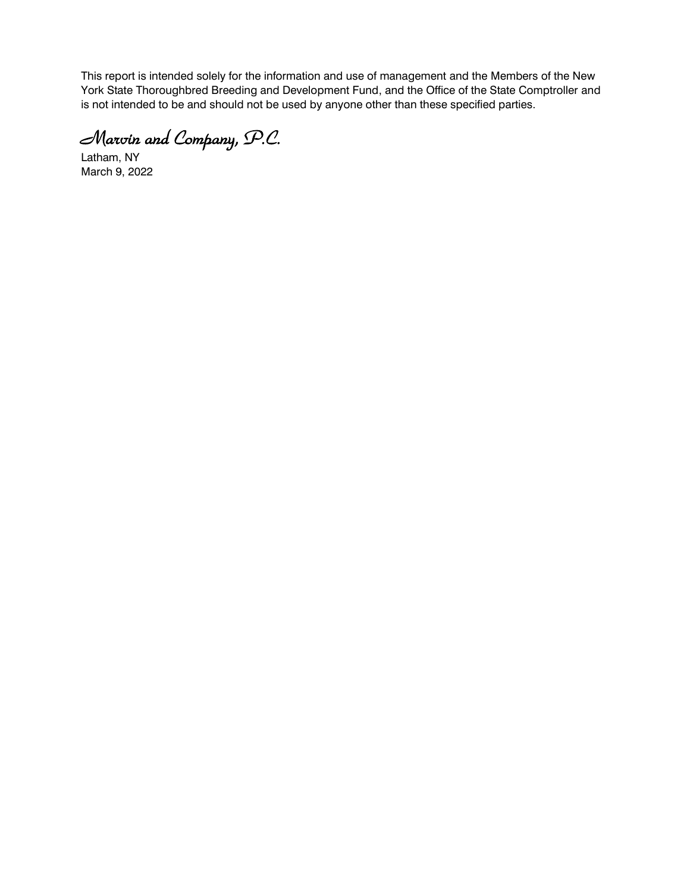This report is intended solely for the information and use of management and the Members of the New York State Thoroughbred Breeding and Development Fund, and the Office of the State Comptroller and is not intended to be and should not be used by anyone other than these specified parties.

*Marvin and Company, P.C.*

Latham, NY
March 9, 2022